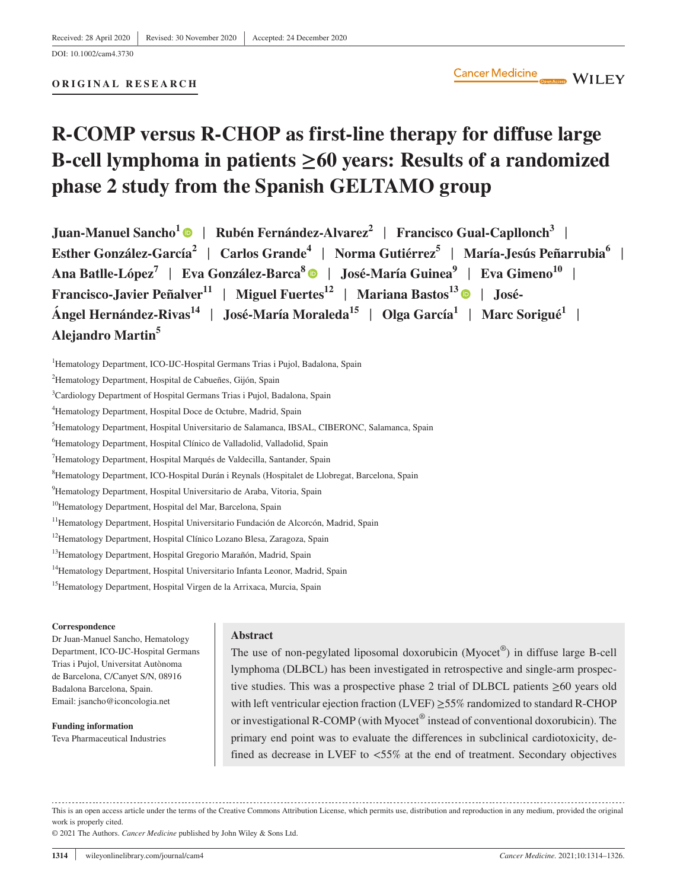Received: 28 April 2020 | Revised: 30 November 2020 | Accepted: 24 December 2020

DOI: 10.1002/cam4.3730

**ORIGINAL RESEARCH**

# R-COMP versus R-CHOP as first-line therapy for diffuse large B-cell lymphoma in patients ≥60 years: Results of a randomized phase 2 study from the Spanish GELTAMO group

**Juan-Manuel Sancho[1] | Rubén Fernández-Alvarez[2] | Francisco Gual-Capllonch[3] | Esther González-García[2] | Carlos Grande[4] | Norma Gutiérrez[5] | María-Jesús Peñarrubia[6] | Ana Batlle-López[7] | Eva González-Barca[8] | José-María Guinea[9] | Eva Gimeno[10] | Francisco-Javier Peñalver[11] | Miguel Fuertes[12] | Mariana Bastos[13] | José-Ángel Hernández-Rivas[14] | José-María Moraleda[15] | Olga García[1] | Marc Sorigué[1] | Alejandro Martin[5]**

[1]Hematology Department, ICO-IJC-Hospital Germans Trias i Pujol, Badalona, Spain

[2]Hematology Department, Hospital de Cabueñes, Gijón, Spain

[3]Cardiology Department of Hospital Germans Trias i Pujol, Badalona, Spain

[4]Hematology Department, Hospital Doce de Octubre, Madrid, Spain

[5]Hematology Department, Hospital Universitario de Salamanca, IBSAL, CIBERONC, Salamanca, Spain

[6]Hematology Department, Hospital Clínico de Valladolid, Valladolid, Spain

[7]Hematology Department, Hospital Marqués de Valdecilla, Santander, Spain

[8]Hematology Department, ICO-Hospital Durán i Reynals (Hospitalet de Llobregat, Barcelona, Spain

[9]Hematology Department, Hospital Universitario de Araba, Vitoria, Spain

[10]Hematology Department, Hospital del Mar, Barcelona, Spain

[11]Hematology Department, Hospital Universitario Fundación de Alcorcón, Madrid, Spain

[12]Hematology Department, Hospital Clínico Lozano Blesa, Zaragoza, Spain

[13]Hematology Department, Hospital Gregorio Marañón, Madrid, Spain

[14]Hematology Department, Hospital Universitario Infanta Leonor, Madrid, Spain

[15]Hematology Department, Hospital Virgen de la Arrixaca, Murcia, Spain

**Correspondence**

Dr Juan-Manuel Sancho, Hematology Department, ICO-IJC-Hospital Germans Trias i Pujol, Universitat Autònoma de Barcelona, C/Canyet S/N, 08916 Badalona Barcelona, Spain.
Email: jsancho@iconcologia.net

**Funding information**

Teva Pharmaceutical Industries

## Abstract

The use of non-pegylated liposomal doxorubicin (Myocet®) in diffuse large B-cell lymphoma (DLBCL) has been investigated in retrospective and single-arm prospective studies. This was a prospective phase 2 trial of DLBCL patients ≥60 years old with left ventricular ejection fraction (LVEF) ≥55% randomized to standard R-CHOP or investigational R-COMP (with Myocet® instead of conventional doxorubicin). The primary end point was to evaluate the differences in subclinical cardiotoxicity, defined as decrease in LVEF to <55% at the end of treatment. Secondary objectives

This is an open access article under the terms of the Creative Commons Attribution License, which permits use, distribution and reproduction in any medium, provided the original work is properly cited.

© 2021 The Authors. *Cancer Medicine* published by John Wiley & Sons Ltd.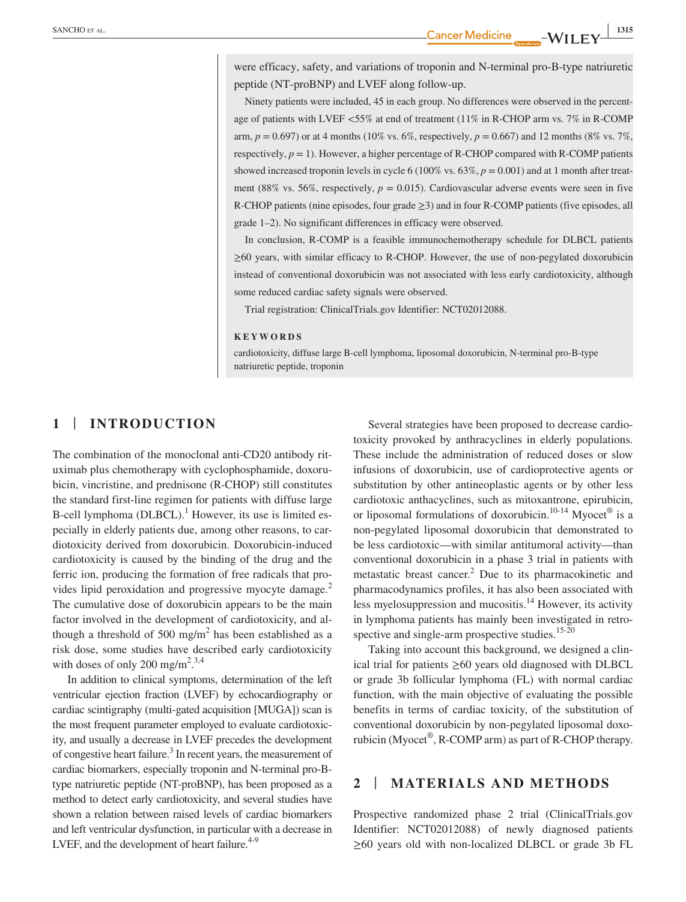were efficacy, safety, and variations of troponin and N-terminal pro-B-type natriuretic peptide (NT-proBNP) and LVEF along follow-up.

Ninety patients were included, 45 in each group. No differences were observed in the percentage of patients with LVEF <55% at end of treatment (11% in R-CHOP arm vs. 7% in R-COMP arm, $p = 0.697$) or at 4 months (10% vs. 6%, respectively, $p = 0.667$) and 12 months (8% vs. 7%, respectively, $p = 1$). However, a higher percentage of R-CHOP compared with R-COMP patients showed increased troponin levels in cycle 6 (100% vs. 63%, $p = 0.001$) and at 1 month after treatment (88% vs. 56%, respectively, $p = 0.015$). Cardiovascular adverse events were seen in five R-CHOP patients (nine episodes, four grade ≥3) and in four R-COMP patients (five episodes, all grade 1–2). No significant differences in efficacy were observed.

In conclusion, R-COMP is a feasible immunochemotherapy schedule for DLBCL patients ≥60 years, with similar efficacy to R-CHOP. However, the use of non-pegylated doxorubicin instead of conventional doxorubicin was not associated with less early cardiotoxicity, although some reduced cardiac safety signals were observed.

Trial registration: ClinicalTrials.gov Identifier: NCT02012088.

**KEYWORDS**

cardiotoxicity, diffuse large B-cell lymphoma, liposomal doxorubicin, N-terminal pro-B-type natriuretic peptide, troponin

## 1 | INTRODUCTION

The combination of the monoclonal anti-CD20 antibody rituximab plus chemotherapy with cyclophosphamide, doxorubicin, vincristine, and prednisone (R-CHOP) still constitutes the standard first-line regimen for patients with diffuse large B-cell lymphoma (DLBCL).[1] However, its use is limited especially in elderly patients due, among other reasons, to cardiotoxicity derived from doxorubicin. Doxorubicin-induced cardiotoxicity is caused by the binding of the drug and the ferric ion, producing the formation of free radicals that provides lipid peroxidation and progressive myocyte damage.[2] The cumulative dose of doxorubicin appears to be the main factor involved in the development of cardiotoxicity, and although a threshold of 500 mg/m$^2$ has been established as a risk dose, some studies have described early cardiotoxicity with doses of only 200 mg/m$^2$.[2,3,4]

In addition to clinical symptoms, determination of the left ventricular ejection fraction (LVEF) by echocardiography or cardiac scintigraphy (multi-gated acquisition [MUGA]) scan is the most frequent parameter employed to evaluate cardiotoxicity, and usually a decrease in LVEF precedes the development of congestive heart failure.[3] In recent years, the measurement of cardiac biomarkers, especially troponin and N-terminal pro-B-type natriuretic peptide (NT-proBNP), has been proposed as a method to detect early cardiotoxicity, and several studies have shown a relation between raised levels of cardiac biomarkers and left ventricular dysfunction, in particular with a decrease in LVEF, and the development of heart failure.[4-9]

Several strategies have been proposed to decrease cardiotoxicity provoked by anthracyclines in elderly populations. These include the administration of reduced doses or slow infusions of doxorubicin, use of cardioprotective agents or substitution by other antineoplastic agents or by other less cardiotoxic anthacyclines, such as mitoxantrone, epirubicin, or liposomal formulations of doxorubicin.[10-14] Myocet® is a non-pegylated liposomal doxorubicin that demonstrated to be less cardiotoxic—with similar antitumoral activity—than conventional doxorubicin in a phase 3 trial in patients with metastatic breast cancer.[2] Due to its pharmacokinetic and pharmacodynamics profiles, it has also been associated with less myelosuppression and mucositis.[14] However, its activity in lymphoma patients has mainly been investigated in retrospective and single-arm prospective studies.[15-20]

Taking into account this background, we designed a clinical trial for patients ≥60 years old diagnosed with DLBCL or grade 3b follicular lymphoma (FL) with normal cardiac function, with the main objective of evaluating the possible benefits in terms of cardiac toxicity, of the substitution of conventional doxorubicin by non-pegylated liposomal doxorubicin (Myocet®, R-COMP arm) as part of R-CHOP therapy.

## 2 | MATERIALS AND METHODS

Prospective randomized phase 2 trial (ClinicalTrials.gov Identifier: NCT02012088) of newly diagnosed patients ≥60 years old with non-localized DLBCL or grade 3b FL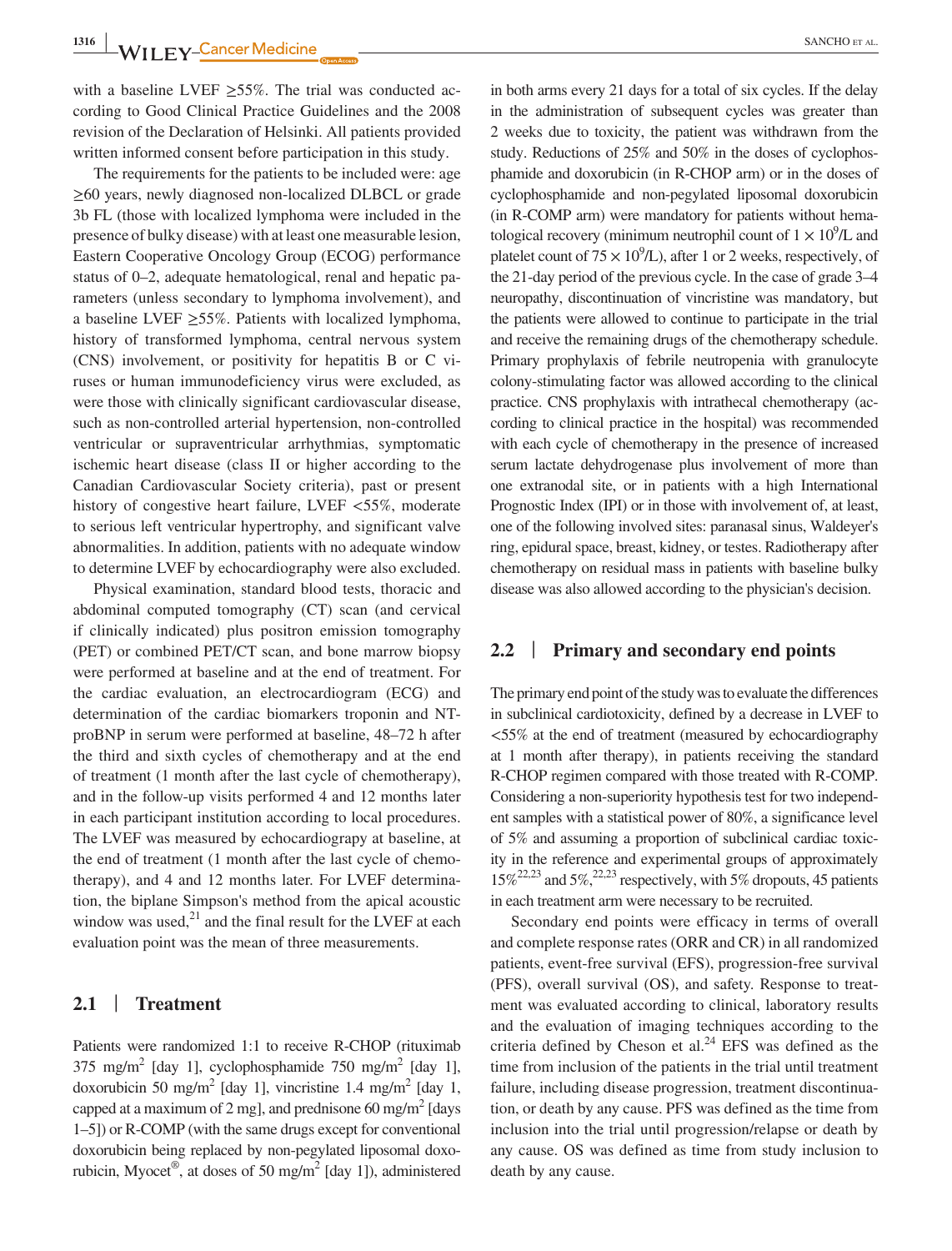with a baseline LVEF ≥55%. The trial was conducted according to Good Clinical Practice Guidelines and the 2008 revision of the Declaration of Helsinki. All patients provided written informed consent before participation in this study.

The requirements for the patients to be included were: age ≥60 years, newly diagnosed non-localized DLBCL or grade 3b FL (those with localized lymphoma were included in the presence of bulky disease) with at least one measurable lesion, Eastern Cooperative Oncology Group (ECOG) performance status of 0–2, adequate hematological, renal and hepatic parameters (unless secondary to lymphoma involvement), and a baseline LVEF ≥55%. Patients with localized lymphoma, history of transformed lymphoma, central nervous system (CNS) involvement, or positivity for hepatitis B or C viruses or human immunodeficiency virus were excluded, as were those with clinically significant cardiovascular disease, such as non-controlled arterial hypertension, non-controlled ventricular or supraventricular arrhythmias, symptomatic ischemic heart disease (class II or higher according to the Canadian Cardiovascular Society criteria), past or present history of congestive heart failure, LVEF <55%, moderate to serious left ventricular hypertrophy, and significant valve abnormalities. In addition, patients with no adequate window to determine LVEF by echocardiography were also excluded.

Physical examination, standard blood tests, thoracic and abdominal computed tomography (CT) scan (and cervical if clinically indicated) plus positron emission tomography (PET) or combined PET/CT scan, and bone marrow biopsy were performed at baseline and at the end of treatment. For the cardiac evaluation, an electrocardiogram (ECG) and determination of the cardiac biomarkers troponin and NT-proBNP in serum were performed at baseline, 48–72 h after the third and sixth cycles of chemotherapy and at the end of treatment (1 month after the last cycle of chemotherapy), and in the follow-up visits performed 4 and 12 months later in each participant institution according to local procedures. The LVEF was measured by echocardiograpy at baseline, at the end of treatment (1 month after the last cycle of chemotherapy), and 4 and 12 months later. For LVEF determination, the biplane Simpson's method from the apical acoustic window was used,[21] and the final result for the LVEF at each evaluation point was the mean of three measurements.

## 2.1 | Treatment

Patients were randomized 1:1 to receive R-CHOP (rituximab 375 mg/m$^2$ [day 1], cyclophosphamide 750 mg/m$^2$ [day 1], doxorubicin 50 mg/m$^2$ [day 1], vincristine 1.4 mg/m$^2$ [day 1, capped at a maximum of 2 mg], and prednisone 60 mg/m$^2$ [days 1–5]) or R-COMP (with the same drugs except for conventional doxorubicin being replaced by non-pegylated liposomal doxorubicin, Myocet®, at doses of 50 mg/m$^2$ [day 1]), administered in both arms every 21 days for a total of six cycles. If the delay in the administration of subsequent cycles was greater than 2 weeks due to toxicity, the patient was withdrawn from the study. Reductions of 25% and 50% in the doses of cyclophosphamide and doxorubicin (in R-CHOP arm) or in the doses of cyclophosphamide and non-pegylated liposomal doxorubicin (in R-COMP arm) were mandatory for patients without hematological recovery (minimum neutrophil count of $1 \times 10^9$/L and platelet count of $75 \times 10^9$/L), after 1 or 2 weeks, respectively, of the 21-day period of the previous cycle. In the case of grade 3–4 neuropathy, discontinuation of vincristine was mandatory, but the patients were allowed to continue to participate in the trial and receive the remaining drugs of the chemotherapy schedule. Primary prophylaxis of febrile neutropenia with granulocyte colony-stimulating factor was allowed according to the clinical practice. CNS prophylaxis with intrathecal chemotherapy (according to clinical practice in the hospital) was recommended with each cycle of chemotherapy in the presence of increased serum lactate dehydrogenase plus involvement of more than one extranodal site, or in patients with a high International Prognostic Index (IPI) or in those with involvement of, at least, one of the following involved sites: paranasal sinus, Waldeyer's ring, epidural space, breast, kidney, or testes. Radiotherapy after chemotherapy on residual mass in patients with baseline bulky disease was also allowed according to the physician's decision.

## 2.2 | Primary and secondary end points

The primary end point of the study was to evaluate the differences in subclinical cardiotoxicity, defined by a decrease in LVEF to <55% at the end of treatment (measured by echocardiography at 1 month after therapy), in patients receiving the standard R-CHOP regimen compared with those treated with R-COMP. Considering a non-superiority hypothesis test for two independent samples with a statistical power of 80%, a significance level of 5% and assuming a proportion of subclinical cardiac toxicity in the reference and experimental groups of approximately 15%[22,23] and 5%,[22,23] respectively, with 5% dropouts, 45 patients in each treatment arm were necessary to be recruited.

Secondary end points were efficacy in terms of overall and complete response rates (ORR and CR) in all randomized patients, event-free survival (EFS), progression-free survival (PFS), overall survival (OS), and safety. Response to treatment was evaluated according to clinical, laboratory results and the evaluation of imaging techniques according to the criteria defined by Cheson et al.[24] EFS was defined as the time from inclusion of the patients in the trial until treatment failure, including disease progression, treatment discontinuation, or death by any cause. PFS was defined as the time from inclusion into the trial until progression/relapse or death by any cause. OS was defined as time from study inclusion to death by any cause.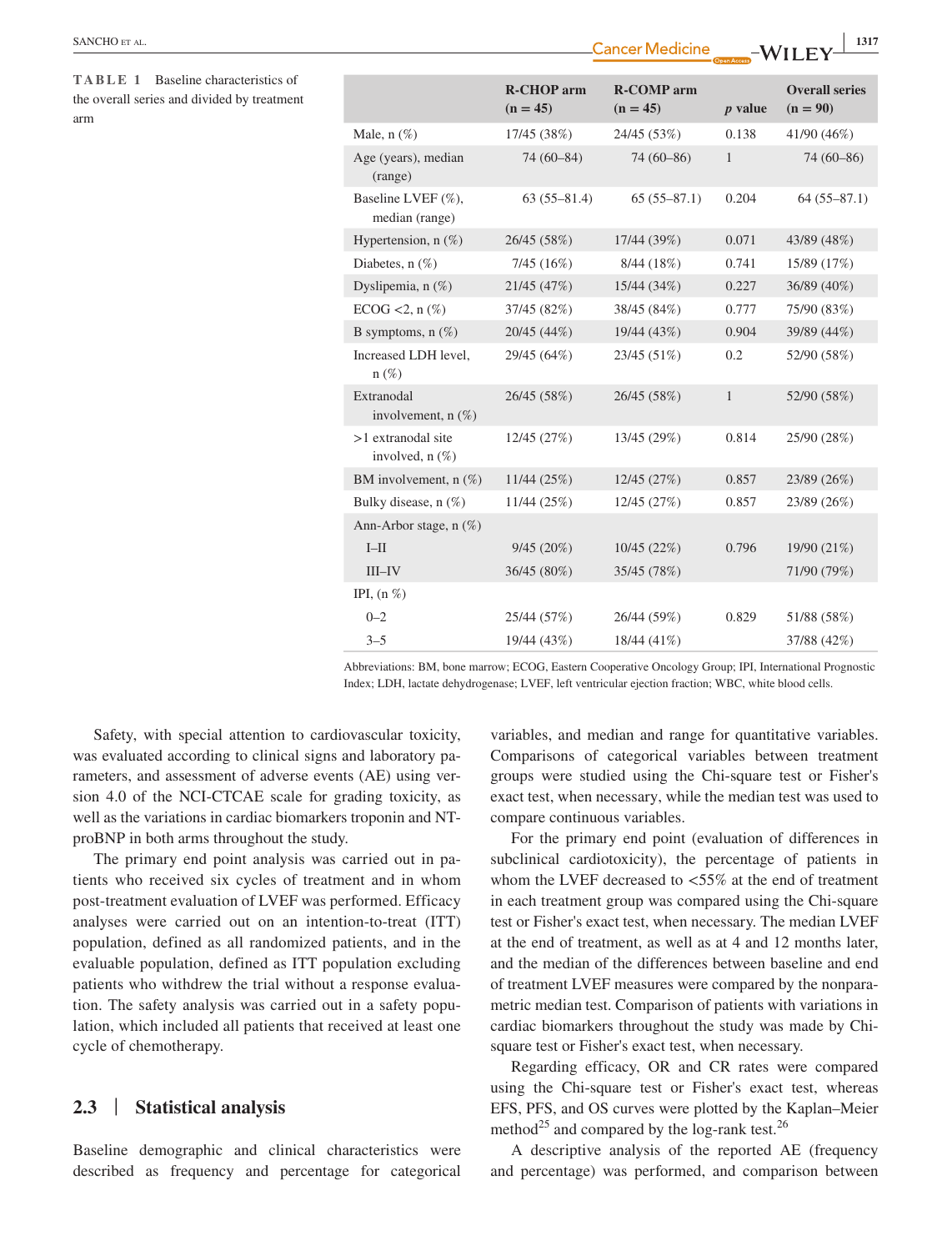**TABLE 1** Baseline characteristics of the overall series and divided by treatment arm

| | R-CHOP arm (n = 45) | R-COMP arm (n = 45) | *p* value | Overall series (n = 90) |
|---|---|---|---|---|
| Male, n (%) | 17/45 (38%) | 24/45 (53%) | 0.138 | 41/90 (46%) |
| Age (years), median (range) | 74 (60–84) | 74 (60–86) | 1 | 74 (60–86) |
| Baseline LVEF (%), median (range) | 63 (55–81.4) | 65 (55–87.1) | 0.204 | 64 (55–87.1) |
| Hypertension, n (%) | 26/45 (58%) | 17/44 (39%) | 0.071 | 43/89 (48%) |
| Diabetes, n (%) | 7/45 (16%) | 8/44 (18%) | 0.741 | 15/89 (17%) |
| Dyslipemia, n (%) | 21/45 (47%) | 15/44 (34%) | 0.227 | 36/89 (40%) |
| ECOG <2, n (%) | 37/45 (82%) | 38/45 (84%) | 0.777 | 75/90 (83%) |
| B symptoms, n (%) | 20/45 (44%) | 19/44 (43%) | 0.904 | 39/89 (44%) |
| Increased LDH level, n (%) | 29/45 (64%) | 23/45 (51%) | 0.2 | 52/90 (58%) |
| Extranodal involvement, n (%) | 26/45 (58%) | 26/45 (58%) | 1 | 52/90 (58%) |
| >1 extranodal site involved, n (%) | 12/45 (27%) | 13/45 (29%) | 0.814 | 25/90 (28%) |
| BM involvement, n (%) | 11/44 (25%) | 12/45 (27%) | 0.857 | 23/89 (26%) |
| Bulky disease, n (%) | 11/44 (25%) | 12/45 (27%) | 0.857 | 23/89 (26%) |
| Ann-Arbor stage, n (%) | | | | |
| I–II | 9/45 (20%) | 10/45 (22%) | 0.796 | 19/90 (21%) |
| III–IV | 36/45 (80%) | 35/45 (78%) | | 71/90 (79%) |
| IPI, (n %) | | | | |
| 0–2 | 25/44 (57%) | 26/44 (59%) | 0.829 | 51/88 (58%) |
| 3–5 | 19/44 (43%) | 18/44 (41%) | | 37/88 (42%) |

Abbreviations: BM, bone marrow; ECOG, Eastern Cooperative Oncology Group; IPI, International Prognostic Index; LDH, lactate dehydrogenase; LVEF, left ventricular ejection fraction; WBC, white blood cells.

Safety, with special attention to cardiovascular toxicity, was evaluated according to clinical signs and laboratory parameters, and assessment of adverse events (AE) using version 4.0 of the NCI-CTCAE scale for grading toxicity, as well as the variations in cardiac biomarkers troponin and NT-proBNP in both arms throughout the study.

The primary end point analysis was carried out in patients who received six cycles of treatment and in whom post-treatment evaluation of LVEF was performed. Efficacy analyses were carried out on an intention-to-treat (ITT) population, defined as all randomized patients, and in the evaluable population, defined as ITT population excluding patients who withdrew the trial without a response evaluation. The safety analysis was carried out in a safety population, which included all patients that received at least one cycle of chemotherapy.

## 2.3 | Statistical analysis

Baseline demographic and clinical characteristics were described as frequency and percentage for categorical variables, and median and range for quantitative variables. Comparisons of categorical variables between treatment groups were studied using the Chi-square test or Fisher's exact test, when necessary, while the median test was used to compare continuous variables.

For the primary end point (evaluation of differences in subclinical cardiotoxicity), the percentage of patients in whom the LVEF decreased to <55% at the end of treatment in each treatment group was compared using the Chi-square test or Fisher's exact test, when necessary. The median LVEF at the end of treatment, as well as at 4 and 12 months later, and the median of the differences between baseline and end of treatment LVEF measures were compared by the nonparametric median test. Comparison of patients with variations in cardiac biomarkers throughout the study was made by Chi-square test or Fisher's exact test, when necessary.

Regarding efficacy, OR and CR rates were compared using the Chi-square test or Fisher's exact test, whereas EFS, PFS, and OS curves were plotted by the Kaplan–Meier method[25] and compared by the log-rank test.[26]

A descriptive analysis of the reported AE (frequency and percentage) was performed, and comparison between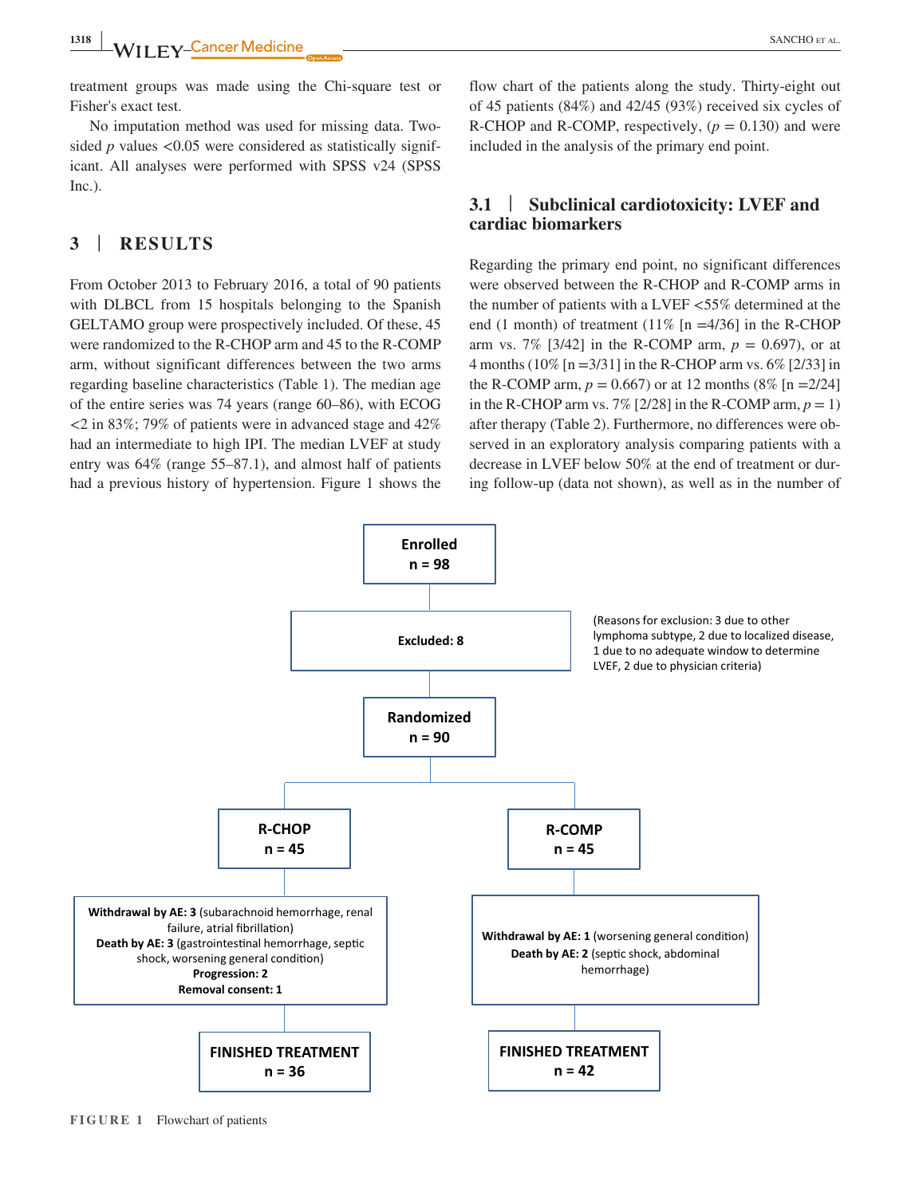treatment groups was made using the Chi-square test or Fisher's exact test.

No imputation method was used for missing data. Two-sided $p$ values <0.05 were considered as statistically significant. All analyses were performed with SPSS v24 (SPSS Inc.).

## 3 | RESULTS

From October 2013 to February 2016, a total of 90 patients with DLBCL from 15 hospitals belonging to the Spanish GELTAMO group were prospectively included. Of these, 45 were randomized to the R-CHOP arm and 45 to the R-COMP arm, without significant differences between the two arms regarding baseline characteristics (Table 1). The median age of the entire series was 74 years (range 60–86), with ECOG <2 in 83%; 79% of patients were in advanced stage and 42% had an intermediate to high IPI. The median LVEF at study entry was 64% (range 55–87.1), and almost half of patients had a previous history of hypertension. Figure 1 shows the flow chart of the patients along the study. Thirty-eight out of 45 patients (84%) and 42/45 (93%) received six cycles of R-CHOP and R-COMP, respectively, ($p$ = 0.130) and were included in the analysis of the primary end point.

### 3.1 | Subclinical cardiotoxicity: LVEF and cardiac biomarkers

Regarding the primary end point, no significant differences were observed between the R-CHOP and R-COMP arms in the number of patients with a LVEF <55% determined at the end (1 month) of treatment (11% [n =4/36] in the R-CHOP arm vs. 7% [3/42] in the R-COMP arm, $p$ = 0.697), or at 4 months (10% [n =3/31] in the R-CHOP arm vs. 6% [2/33] in the R-COMP arm, $p$ = 0.667) or at 12 months (8% [n =2/24] in the R-CHOP arm vs. 7% [2/28] in the R-COMP arm, $p$ = 1) after therapy (Table 2). Furthermore, no differences were observed in an exploratory analysis comparing patients with a decrease in LVEF below 50% at the end of treatment or during follow-up (data not shown), as well as in the number of

**Enrolled**
**n = 98**

**Excluded: 8**

(Reasons for exclusion: 3 due to other lymphoma subtype, 2 due to localized disease, 1 due to no adequate window to determine LVEF, 2 due to physician criteria)

**Randomized**
**n = 90**

**R-CHOP**
**n = 45**

**Withdrawal by AE: 3** (subaracnoid hemorrhage, renal failure, atrial fibrillation)
**Death by AE: 3** (gastrointestinal hemorrhage, septic shock, worsening general condition)
**Progression: 2**
**Removal consent: 1**

**FINISHED TREATMENT**
**n = 36**

**R-COMP**
**n = 45**

**Withdrawal by AE: 1** (worsening general condition)
**Death by AE: 2** (septic shock, abdominal hemorrhage)

**FINISHED TREATMENT**
**n = 42**

FIGURE 1 Flowchart of patients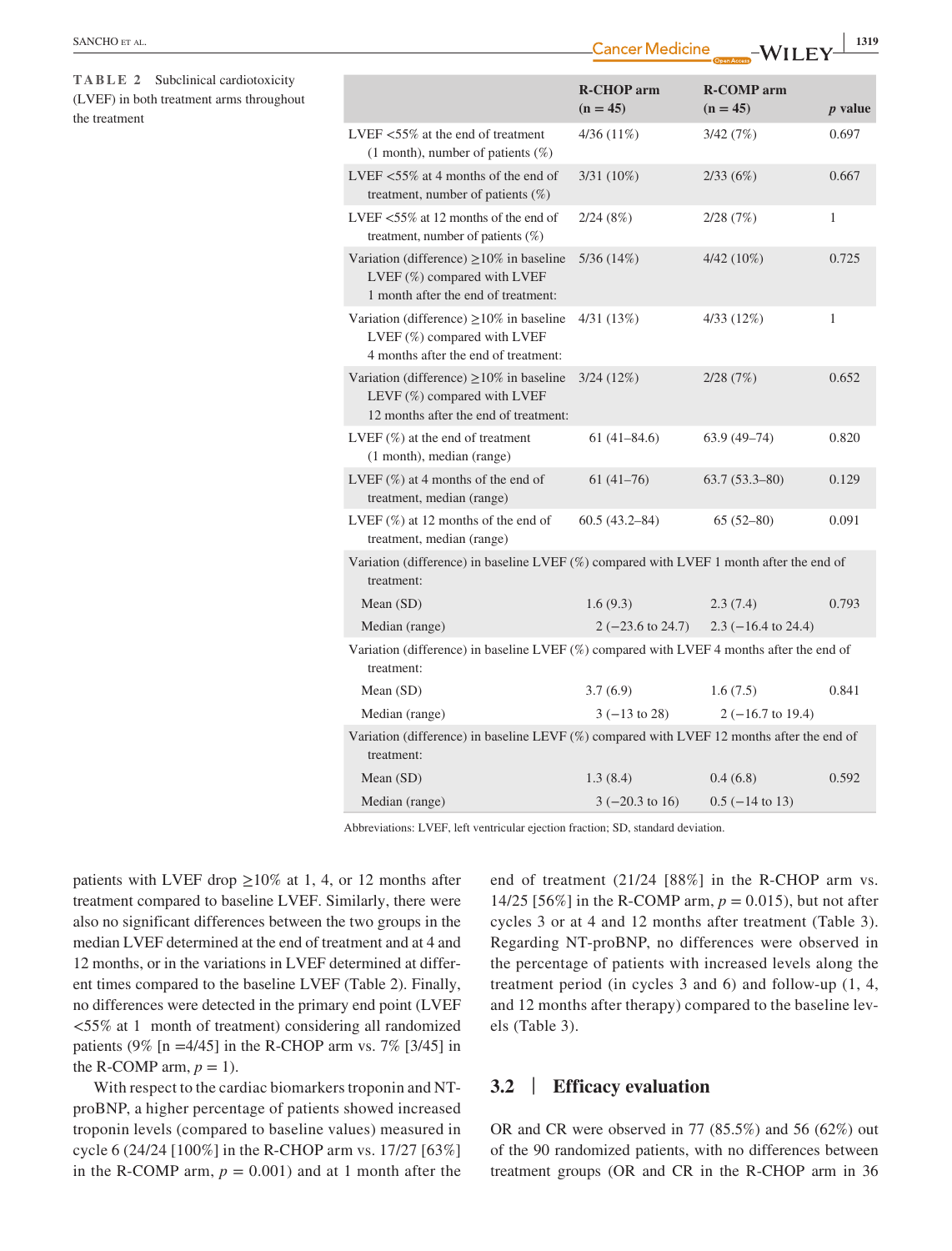**TABLE 2** Subclinical cardiotoxicity (LVEF) in both treatment arms throughout the treatment

| | R-CHOP arm (n = 45) | R-COMP arm (n = 45) | *p* value |
|---|---|---|---|
| LVEF <55% at the end of treatment (1 month), number of patients (%) | 4/36 (11%) | 3/42 (7%) | 0.697 |
| LVEF <55% at 4 months of the end of treatment, number of patients (%) | 3/31 (10%) | 2/33 (6%) | 0.667 |
| LVEF <55% at 12 months of the end of treatment, number of patients (%) | 2/24 (8%) | 2/28 (7%) | 1 |
| Variation (difference) ≥10% in baseline LVEF (%) compared with LVEF 1 month after the end of treatment: | 5/36 (14%) | 4/42 (10%) | 0.725 |
| Variation (difference) ≥10% in baseline LVEF (%) compared with LVEF 4 months after the end of treatment: | 4/31 (13%) | 4/33 (12%) | 1 |
| Variation (difference) ≥10% in baseline LEVF (%) compared with LVEF 12 months after the end of treatment: | 3/24 (12%) | 2/28 (7%) | 0.652 |
| LVEF (%) at the end of treatment (1 month), median (range) | 61 (41–84.6) | 63.9 (49–74) | 0.820 |
| LVEF (%) at 4 months of the end of treatment, median (range) | 61 (41–76) | 63.7 (53.3–80) | 0.129 |
| LVEF (%) at 12 months of the end of treatment, median (range) | 60.5 (43.2–84) | 65 (52–80) | 0.091 |
| Variation (difference) in baseline LVEF (%) compared with LVEF 1 month after the end of treatment: | | | |
| Mean (SD) | 1.6 (9.3) | 2.3 (7.4) | 0.793 |
| Median (range) | 2 (−23.6 to 24.7) | 2.3 (−16.4 to 24.4) | |
| Variation (difference) in baseline LVEF (%) compared with LVEF 4 months after the end of treatment: | | | |
| Mean (SD) | 3.7 (6.9) | 1.6 (7.5) | 0.841 |
| Median (range) | 3 (−13 to 28) | 2 (−16.7 to 19.4) | |
| Variation (difference) in baseline LEVF (%) compared with LVEF 12 months after the end of treatment: | | | |
| Mean (SD) | 1.3 (8.4) | 0.4 (6.8) | 0.592 |
| Median (range) | 3 (−20.3 to 16) | 0.5 (−14 to 13) | |

Abbreviations: LVEF, left ventricular ejection fraction; SD, standard deviation.

patients with LVEF drop ≥10% at 1, 4, or 12 months after treatment compared to baseline LVEF. Similarly, there were also no significant differences between the two groups in the median LVEF determined at the end of treatment and at 4 and 12 months, or in the variations in LVEF determined at different times compared to the baseline LVEF (Table 2). Finally, no differences were detected in the primary end point (LVEF <55% at 1 month of treatment) considering all randomized patients (9% [n =4/45] in the R-CHOP arm vs. 7% [3/45] in the R-COMP arm, $p = 1$).

With respect to the cardiac biomarkers troponin and NT-proBNP, a higher percentage of patients showed increased troponin levels (compared to baseline values) measured in cycle 6 (24/24 [100%] in the R-CHOP arm vs. 17/27 [63%] in the R-COMP arm, $p = 0.001$) and at 1 month after the end of treatment (21/24 [88%] in the R-CHOP arm vs. 14/25 [56%] in the R-COMP arm, $p = 0.015$), but not after cycles 3 or at 4 and 12 months after treatment (Table 3). Regarding NT-proBNP, no differences were observed in the percentage of patients with increased levels along the treatment period (in cycles 3 and 6) and follow-up (1, 4, and 12 months after therapy) compared to the baseline levels (Table 3).

## 3.2 | Efficacy evaluation

OR and CR were observed in 77 (85.5%) and 56 (62%) out of the 90 randomized patients, with no differences between treatment groups (OR and CR in the R-CHOP arm in 36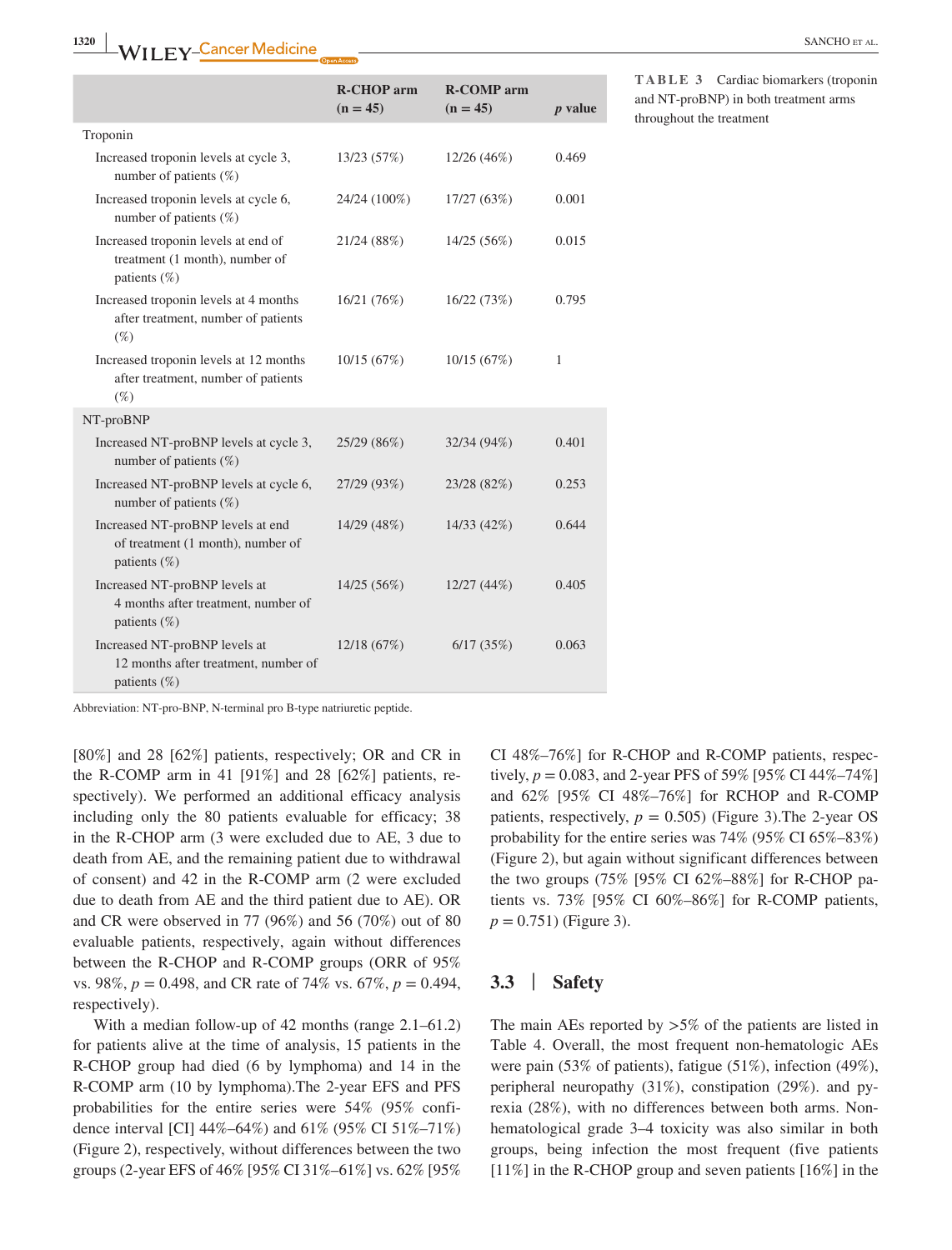**TABLE 3** Cardiac biomarkers (troponin and NT-proBNP) in both treatment arms throughout the treatment

| | R-CHOP arm (n = 45) | R-COMP arm (n = 45) | *p* value |
|---|---|---|---|
| Troponin | | | |
| Increased troponin levels at cycle 3, number of patients (%) | 13/23 (57%) | 12/26 (46%) | 0.469 |
| Increased troponin levels at cycle 6, number of patients (%) | 24/24 (100%) | 17/27 (63%) | 0.001 |
| Increased troponin levels at end of treatment (1 month), number of patients (%) | 21/24 (88%) | 14/25 (56%) | 0.015 |
| Increased troponin levels at 4 months after treatment, number of patients (%) | 16/21 (76%) | 16/22 (73%) | 0.795 |
| Increased troponin levels at 12 months after treatment, number of patients (%) | 10/15 (67%) | 10/15 (67%) | 1 |
| NT-proBNP | | | |
| Increased NT-proBNP levels at cycle 3, number of patients (%) | 25/29 (86%) | 32/34 (94%) | 0.401 |
| Increased NT-proBNP levels at cycle 6, number of patients (%) | 27/29 (93%) | 23/28 (82%) | 0.253 |
| Increased NT-proBNP levels at end of treatment (1 month), number of patients (%) | 14/29 (48%) | 14/33 (42%) | 0.644 |
| Increased NT-proBNP levels at 4 months after treatment, number of patients (%) | 14/25 (56%) | 12/27 (44%) | 0.405 |
| Increased NT-proBNP levels at 12 months after treatment, number of patients (%) | 12/18 (67%) | 6/17 (35%) | 0.063 |

Abbreviation: NT-pro-BNP, N-terminal pro B-type natriuretic peptide.

[80%] and 28 [62%] patients, respectively; OR and CR in the R-COMP arm in 41 [91%] and 28 [62%] patients, respectively). We performed an additional efficacy analysis including only the 80 patients evaluable for efficacy; 38 in the R-CHOP arm (3 were excluded due to AE, 3 due to death from AE, and the remaining patient due to withdrawal of consent) and 42 in the R-COMP arm (2 were excluded due to death from AE and the third patient due to AE). OR and CR were observed in 77 (96%) and 56 (70%) out of 80 evaluable patients, respectively, again without differences between the R-CHOP and R-COMP groups (ORR of 95% vs. 98%, $p = 0.498$, and CR rate of 74% vs. 67%, $p = 0.494$, respectively).

With a median follow-up of 42 months (range 2.1–61.2) for patients alive at the time of analysis, 15 patients in the R-CHOP group had died (6 by lymphoma) and 14 in the R-COMP arm (10 by lymphoma).The 2-year EFS and PFS probabilities for the entire series were 54% (95% confidence interval [CI] 44%–64%) and 61% (95% CI 51%–71%) (Figure 2), respectively, without differences between the two groups (2-year EFS of 46% [95% CI 31%–61%] vs. 62% [95% CI 48%–76%] for R-CHOP and R-COMP patients, respectively, $p = 0.083$, and 2-year PFS of 59% [95% CI 44%–74%] and 62% [95% CI 48%–76%] for RCHOP and R-COMP patients, respectively, $p = 0.505$) (Figure 3).The 2-year OS probability for the entire series was 74% (95% CI 65%–83%) (Figure 2), but again without significant differences between the two groups (75% [95% CI 62%–88%] for R-CHOP patients vs. 73% [95% CI 60%–86%] for R-COMP patients, $p = 0.751$) (Figure 3).

## 3.3 | Safety

The main AEs reported by >5% of the patients are listed in Table 4. Overall, the most frequent non-hematologic AEs were pain (53% of patients), fatigue (51%), infection (49%), peripheral neuropathy (31%), constipation (29%). and pyrexia (28%), with no differences between both arms. Non-hematological grade 3–4 toxicity was also similar in both groups, being infection the most frequent (five patients [11%] in the R-CHOP group and seven patients [16%] in the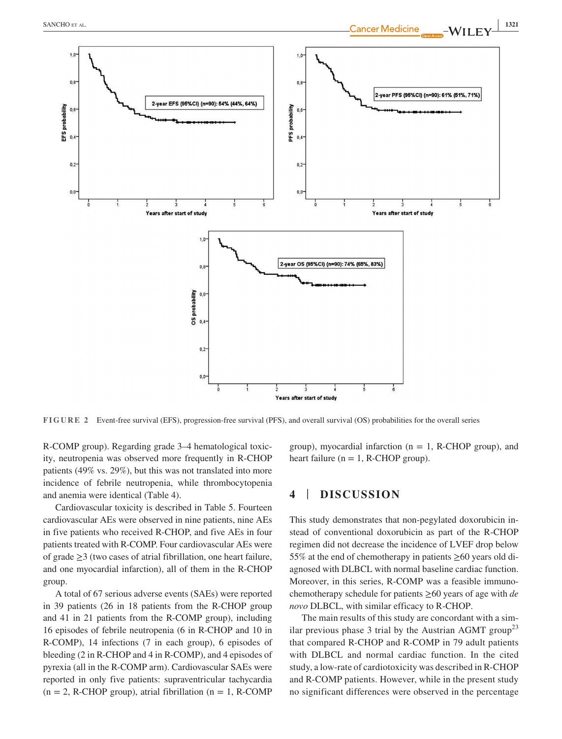FIGURE 2 Event-free survival (EFS), progression-free survival (PFS), and overall survival (OS) probabilities for the overall series

R-COMP group). Regarding grade 3–4 hematological toxicity, neutropenia was observed more frequently in R-CHOP patients (49% vs. 29%), but this was not translated into more incidence of febrile neutropenia, while thrombocytopenia and anemia were identical (Table 4).

Cardiovascular toxicity is described in Table 5. Fourteen cardiovascular AEs were observed in nine patients, nine AEs in five patients who received R-CHOP, and five AEs in four patients treated with R-COMP. Four cardiovascular AEs were of grade ≥3 (two cases of atrial fibrillation, one heart failure, and one myocardial infarction), all of them in the R-CHOP group.

A total of 67 serious adverse events (SAEs) were reported in 39 patients (26 in 18 patients from the R-CHOP group and 41 in 21 patients from the R-COMP group), including 16 episodes of febrile neutropenia (6 in R-CHOP and 10 in R-COMP), 14 infections (7 in each group), 6 episodes of bleeding (2 in R-CHOP and 4 in R-COMP), and 4 episodes of pyrexia (all in the R-COMP arm). Cardiovascular SAEs were reported in only five patients: supraventricular tachycardia (n = 2, R-CHOP group), atrial fibrillation (n = 1, R-COMP group), myocardial infarction (n = 1, R-CHOP group), and heart failure (n = 1, R-CHOP group).

# 4 | DISCUSSION

This study demonstrates that non-pegylated doxorubicin instead of conventional doxorubicin as part of the R-CHOP regimen did not decrease the incidence of LVEF drop below 55% at the end of chemotherapy in patients ≥60 years old diagnosed with DLBCL with normal baseline cardiac function. Moreover, in this series, R-COMP was a feasible immunochemotherapy schedule for patients ≥60 years of age with *de novo* DLBCL, with similar efficacy to R-CHOP.

The main results of this study are concordant with a similar previous phase 3 trial by the Austrian AGMT group[23] that compared R-CHOP and R-COMP in 79 adult patients with DLBCL and normal cardiac function. In the cited study, a low-rate of cardiotoxicity was described in R-CHOP and R-COMP patients. However, while in the present study no significant differences were observed in the percentage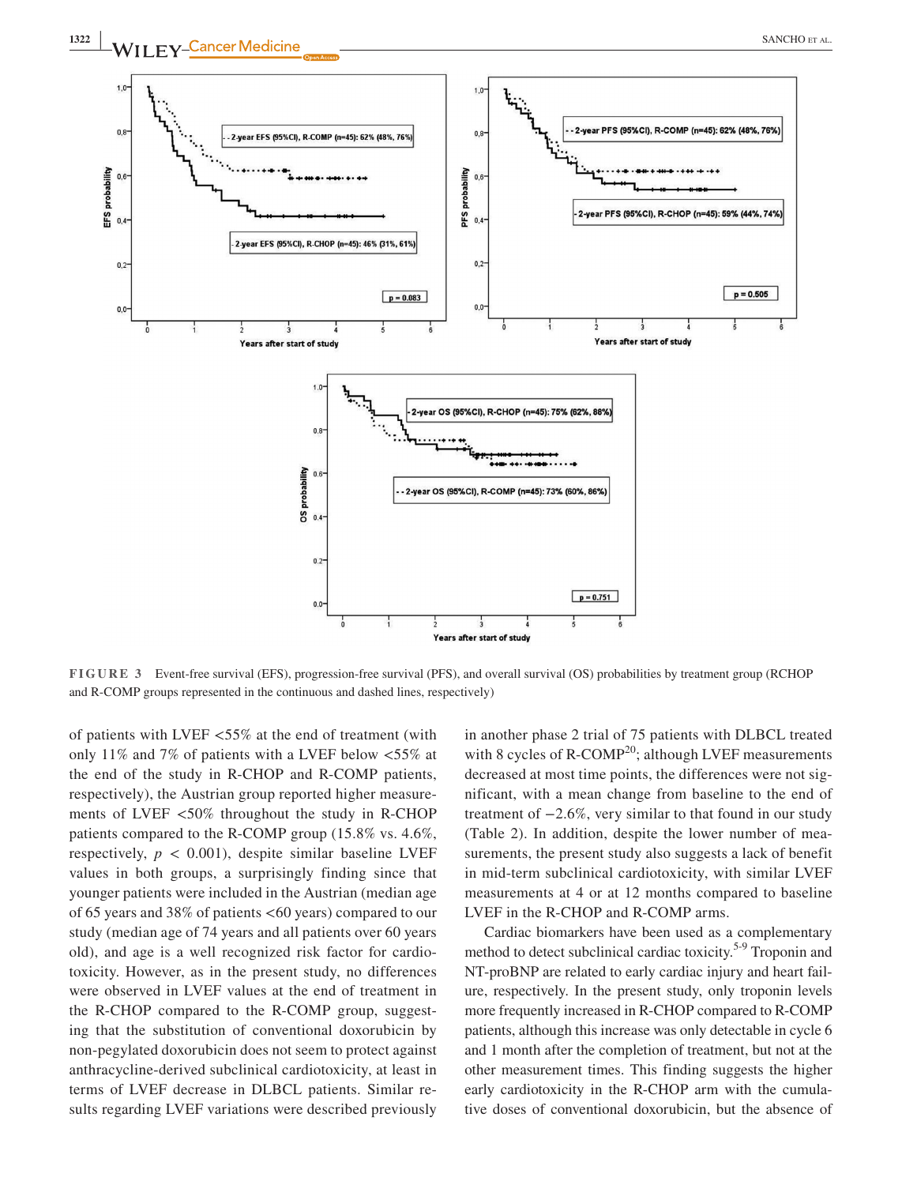**FIGURE 3** Event-free survival (EFS), progression-free survival (PFS), and overall survival (OS) probabilities by treatment group (RCHOP and R-COMP groups represented in the continuous and dashed lines, respectively)

of patients with LVEF <55% at the end of treatment (with only 11% and 7% of patients with a LVEF below <55% at the end of the study in R-CHOP and R-COMP patients, respectively), the Austrian group reported higher measurements of LVEF <50% throughout the study in R-CHOP patients compared to the R-COMP group (15.8% vs. 4.6%, respectively, $p < 0.001$), despite similar baseline LVEF values in both groups, a surprisingly finding since that younger patients were included in the Austrian (median age of 65 years and 38% of patients <60 years) compared to our study (median age of 74 years and all patients over 60 years old), and age is a well recognized risk factor for cardiotoxicity. However, as in the present study, no differences were observed in LVEF values at the end of treatment in the R-CHOP compared to the R-COMP group, suggesting that the substitution of conventional doxorubicin by non-pegylated doxorubicin does not seem to protect against anthracycline-derived subclinical cardiotoxicity, at least in terms of LVEF decrease in DLBCL patients. Similar results regarding LVEF variations were described previously in another phase 2 trial of 75 patients with DLBCL treated with 8 cycles of R-COMP[20]; although LVEF measurements decreased at most time points, the differences were not significant, with a mean change from baseline to the end of treatment of −2.6%, very similar to that found in our study (Table 2). In addition, despite the lower number of measurements, the present study also suggests a lack of benefit in mid-term subclinical cardiotoxicity, with similar LVEF measurements at 4 or at 12 months compared to baseline LVEF in the R-CHOP and R-COMP arms.

Cardiac biomarkers have been used as a complementary method to detect subclinical cardiac toxicity.[5-9] Troponin and NT-proBNP are related to early cardiac injury and heart failure, respectively. In the present study, only troponin levels more frequently increased in R-CHOP compared to R-COMP patients, although this increase was only detectable in cycle 6 and 1 month after the completion of treatment, but not at the other measurement times. This finding suggests the higher early cardiotoxicity in the R-CHOP arm with the cumulative doses of conventional doxorubicin, but the absence of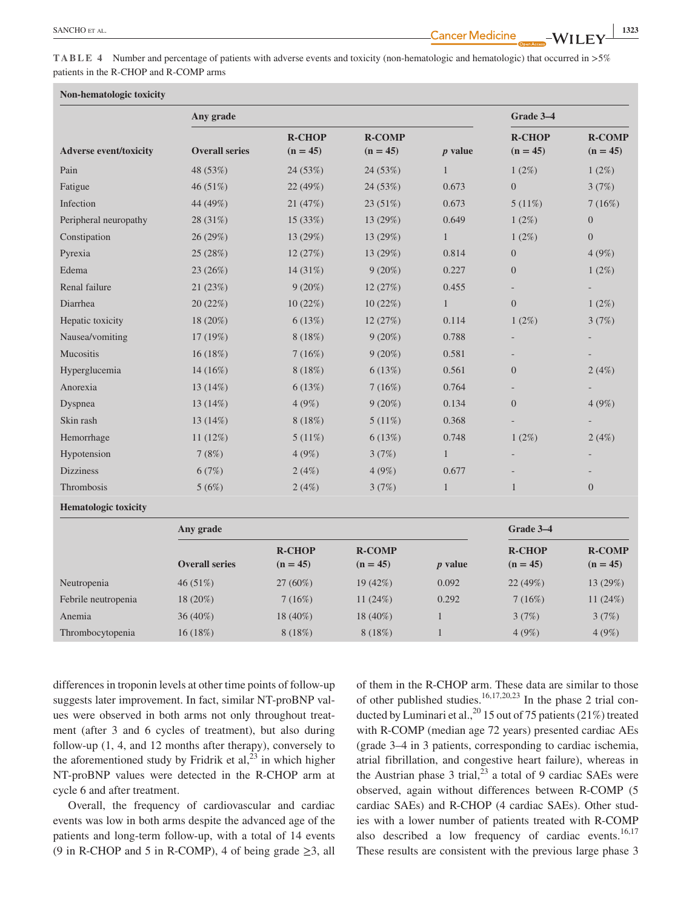**TABLE 4** Number and percentage of patients with adverse events and toxicity (non-hematologic and hematologic) that occurred in >5% patients in the R-CHOP and R-COMP arms

| Non-hematologic toxicity | | | | | | |
|---|---|---|---|---|---|---|
| | Any grade | | | | Grade 3–4 | |
| Adverse event/toxicity | Overall series | R-CHOP (n = 45) | R-COMP (n = 45) | *p* value | R-CHOP (n = 45) | R-COMP (n = 45) |
| Pain | 48 (53%) | 24 (53%) | 24 (53%) | 1 | 1 (2%) | 1 (2%) |
| Fatigue | 46 (51%) | 22 (49%) | 24 (53%) | 0.673 | 0 | 3 (7%) |
| Infection | 44 (49%) | 21 (47%) | 23 (51%) | 0.673 | 5 (11%) | 7 (16%) |
| Peripheral neuropathy | 28 (31%) | 15 (33%) | 13 (29%) | 0.649 | 1 (2%) | 0 |
| Constipation | 26 (29%) | 13 (29%) | 13 (29%) | 1 | 1 (2%) | 0 |
| Pyrexia | 25 (28%) | 12 (27%) | 13 (29%) | 0.814 | 0 | 4 (9%) |
| Edema | 23 (26%) | 14 (31%) | 9 (20%) | 0.227 | 0 | 1 (2%) |
| Renal failure | 21 (23%) | 9 (20%) | 12 (27%) | 0.455 | - | - |
| Diarrhea | 20 (22%) | 10 (22%) | 10 (22%) | 1 | 0 | 1 (2%) |
| Hepatic toxicity | 18 (20%) | 6 (13%) | 12 (27%) | 0.114 | 1 (2%) | 3 (7%) |
| Nausea/vomiting | 17 (19%) | 8 (18%) | 9 (20%) | 0.788 | - | - |
| Mucositis | 16 (18%) | 7 (16%) | 9 (20%) | 0.581 | - | - |
| Hyperglucemia | 14 (16%) | 8 (18%) | 6 (13%) | 0.561 | 0 | 2 (4%) |
| Anorexia | 13 (14%) | 6 (13%) | 7 (16%) | 0.764 | - | - |
| Dyspnea | 13 (14%) | 4 (9%) | 9 (20%) | 0.134 | 0 | 4 (9%) |
| Skin rash | 13 (14%) | 8 (18%) | 5 (11%) | 0.368 | - | - |
| Hemorrhage | 11 (12%) | 5 (11%) | 6 (13%) | 0.748 | 1 (2%) | 2 (4%) |
| Hypotension | 7 (8%) | 4 (9%) | 3 (7%) | 1 | - | - |
| Dizziness | 6 (7%) | 2 (4%) | 4 (9%) | 0.677 | - | - |
| Thrombosis | 5 (6%) | 2 (4%) | 3 (7%) | 1 | 1 | 0 |
| **Hematologic toxicity** | | | | | | |
| | Any grade | | | | Grade 3–4 | |
| | Overall series | R-CHOP (n = 45) | R-COMP (n = 45) | *p* value | R-CHOP (n = 45) | R-COMP (n = 45) |
| Neutropenia | 46 (51%) | 27 (60%) | 19 (42%) | 0.092 | 22 (49%) | 13 (29%) |
| Febrile neutropenia | 18 (20%) | 7 (16%) | 11 (24%) | 0.292 | 7 (16%) | 11 (24%) |
| Anemia | 36 (40%) | 18 (40%) | 18 (40%) | 1 | 3 (7%) | 3 (7%) |
| Thrombocytopenia | 16 (18%) | 8 (18%) | 8 (18%) | 1 | 4 (9%) | 4 (9%) |

differences in troponin levels at other time points of follow-up suggests later improvement. In fact, similar NT-proBNP values were observed in both arms not only throughout treatment (after 3 and 6 cycles of treatment), but also during follow-up (1, 4, and 12 months after therapy), conversely to the aforementioned study by Fridrik et al,[23] in which higher NT-proBNP values were detected in the R-CHOP arm at cycle 6 and after treatment.

Overall, the frequency of cardiovascular and cardiac events was low in both arms despite the advanced age of the patients and long-term follow-up, with a total of 14 events (9 in R-CHOP and 5 in R-COMP), 4 of being grade ≥3, all of them in the R-CHOP arm. These data are similar to those of other published studies.[16,17,20,23] In the phase 2 trial conducted by Luminari et al.,[20] 15 out of 75 patients (21%) treated with R-COMP (median age 72 years) presented cardiac AEs (grade 3–4 in 3 patients, corresponding to cardiac ischemia, atrial fibrillation, and congestive heart failure), whereas in the Austrian phase 3 trial,[23] a total of 9 cardiac SAEs were observed, again without differences between R-COMP (5 cardiac SAEs) and R-CHOP (4 cardiac SAEs). Other studies with a lower number of patients treated with R-COMP also described a low frequency of cardiac events.[16,17] These results are consistent with the previous large phase 3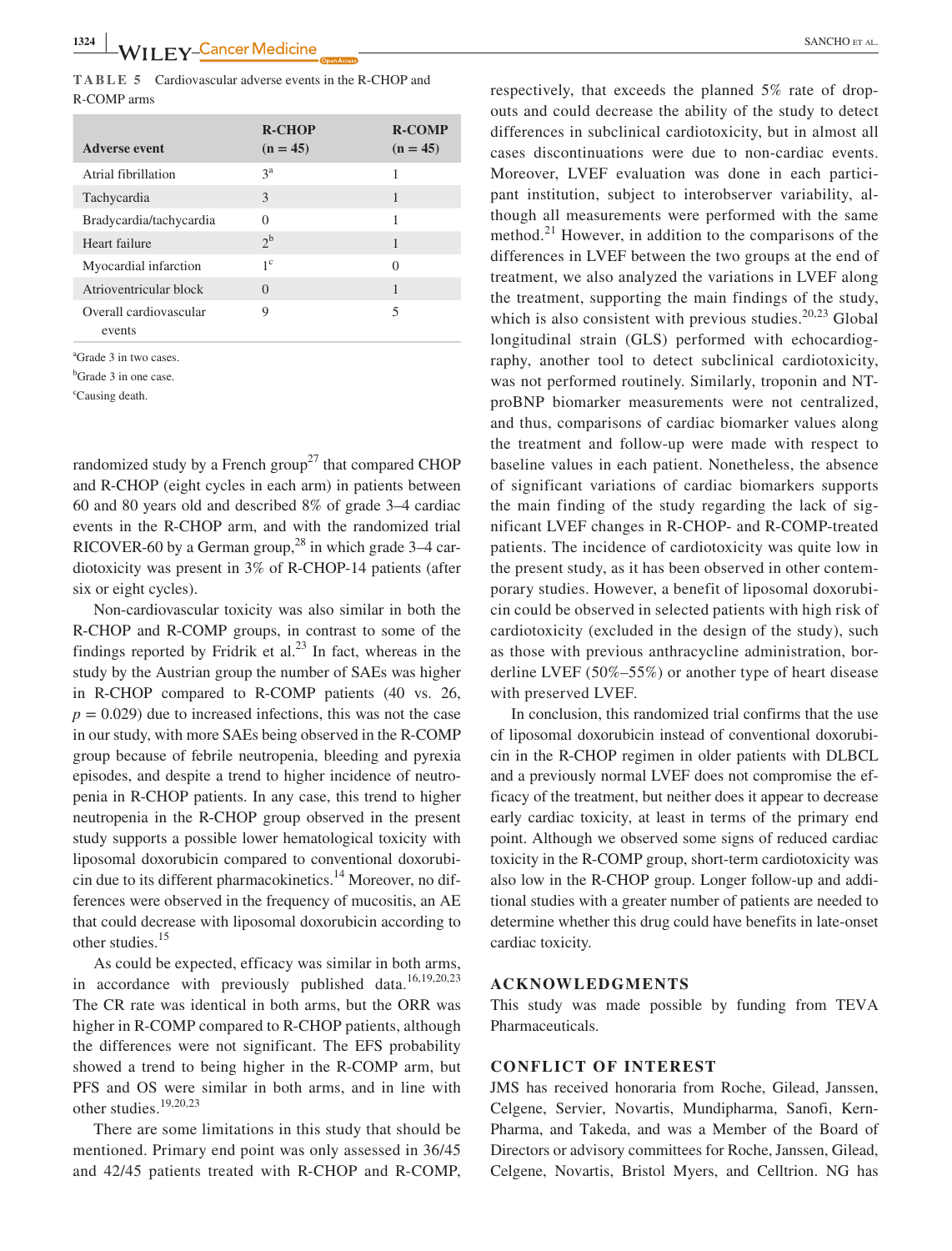**TABLE 5** Cardiovascular adverse events in the R-CHOP and R-COMP arms

| Adverse event | R-CHOP (n = 45) | R-COMP (n = 45) |
|---|---|---|
| Atrial fibrillation | 3[a] | 1 |
| Tachycardia | 3 | 1 |
| Bradycardia/tachycardia | 0 | 1 |
| Heart failure | 2[b] | 1 |
| Myocardial infarction | 1[c] | 0 |
| Atrioventricular block | 0 | 1 |
| Overall cardiovascular events | 9 | 5 |

[a]Grade 3 in two cases.

[b]Grade 3 in one case.

[c]Causing death.

randomized study by a French group[27] that compared CHOP and R-CHOP (eight cycles in each arm) in patients between 60 and 80 years old and described 8% of grade 3–4 cardiac events in the R-CHOP arm, and with the randomized trial RICOVER-60 by a German group,[28] in which grade 3–4 cardiotoxicity was present in 3% of R-CHOP-14 patients (after six or eight cycles).

Non-cardiovascular toxicity was also similar in both the R-CHOP and R-COMP groups, in contrast to some of the findings reported by Fridrik et al.[23] In fact, whereas in the study by the Austrian group the number of SAEs was higher in R-CHOP compared to R-COMP patients (40 vs. 26, $p = 0.029$) due to increased infections, this was not the case in our study, with more SAEs being observed in the R-COMP group because of febrile neutropenia, bleeding and pyrexia episodes, and despite a trend to higher incidence of neutropenia in R-CHOP patients. In any case, this trend to higher neutropenia in the R-CHOP group observed in the present study supports a possible lower hematological toxicity with liposomal doxorubicin compared to conventional doxorubicin due to its different pharmacokinetics.[14] Moreover, no differences were observed in the frequency of mucositis, an AE that could decrease with liposomal doxorubicin according to other studies.[15]

As could be expected, efficacy was similar in both arms, in accordance with previously published data.[16,19,20,23] The CR rate was identical in both arms, but the ORR was higher in R-COMP compared to R-CHOP patients, although the differences were not significant. The EFS probability showed a trend to being higher in the R-COMP arm, but PFS and OS were similar in both arms, and in line with other studies.[19,20,23]

There are some limitations in this study that should be mentioned. Primary end point was only assessed in 36/45 and 42/45 patients treated with R-CHOP and R-COMP, respectively, that exceeds the planned 5% rate of dropouts and could decrease the ability of the study to detect differences in subclinical cardiotoxicity, but in almost all cases discontinuations were due to non-cardiac events. Moreover, LVEF evaluation was done in each participant institution, subject to interobserver variability, although all measurements were performed with the same method.[21] However, in addition to the comparisons of the differences in LVEF between the two groups at the end of treatment, we also analyzed the variations in LVEF along the treatment, supporting the main findings of the study, which is also consistent with previous studies.[20,23] Global longitudinal strain (GLS) performed with echocardiography, another tool to detect subclinical cardiotoxicity, was not performed routinely. Similarly, troponin and NT-proBNP biomarker measurements were not centralized, and thus, comparisons of cardiac biomarker values along the treatment and follow-up were made with respect to baseline values in each patient. Nonetheless, the absence of significant variations of cardiac biomarkers supports the main finding of the study regarding the lack of significant LVEF changes in R-CHOP- and R-COMP-treated patients. The incidence of cardiotoxicity was quite low in the present study, as it has been observed in other contemporary studies. However, a benefit of liposomal doxorubicin could be observed in selected patients with high risk of cardiotoxicity (excluded in the design of the study), such as those with previous anthracycline administration, borderline LVEF (50%–55%) or another type of heart disease with preserved LVEF.

In conclusion, this randomized trial confirms that the use of liposomal doxorubicin instead of conventional doxorubicin in the R-CHOP regimen in older patients with DLBCL and a previously normal LVEF does not compromise the efficacy of the treatment, but neither does it appear to decrease early cardiac toxicity, at least in terms of the primary end point. Although we observed some signs of reduced cardiac toxicity in the R-COMP group, short-term cardiotoxicity was also low in the R-CHOP group. Longer follow-up and additional studies with a greater number of patients are needed to determine whether this drug could have benefits in late-onset cardiac toxicity.

## ACKNOWLEDGMENTS

This study was made possible by funding from TEVA Pharmaceuticals.

## CONFLICT OF INTEREST

JMS has received honoraria from Roche, Gilead, Janssen, Celgene, Servier, Novartis, Mundipharma, Sanofi, Kern-Pharma, and Takeda, and was a Member of the Board of Directors or advisory committees for Roche, Janssen, Gilead, Celgene, Novartis, Bristol Myers, and Celltrion. NG has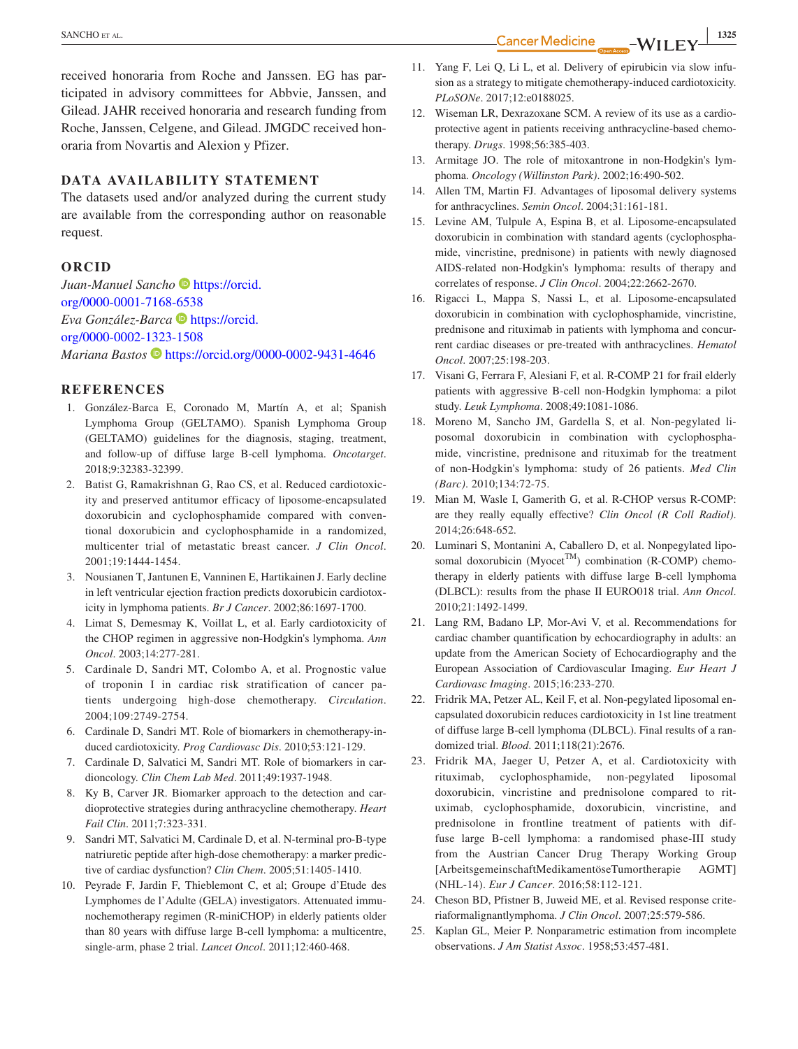received honoraria from Roche and Janssen. EG has participated in advisory committees for Abbvie, Janssen, and Gilead. JAHR received honoraria and research funding from Roche, Janssen, Celgene, and Gilead. JMGDC received honoraria from Novartis and Alexion y Pfizer.

## DATA AVAILABILITY STATEMENT

The datasets used and/or analyzed during the current study are available from the corresponding author on reasonable request.

## ORCID

*Juan-Manuel Sancho* https://orcid.org/0000-0001-7168-6538
*Eva González-Barca* https://orcid.org/0000-0002-1323-1508
*Mariana Bastos* https://orcid.org/0000-0002-9431-4646

## REFERENCES

1. González-Barca E, Coronado M, Martín A, et al; Spanish Lymphoma Group (GELTAMO). Spanish Lymphoma Group (GELTAMO) guidelines for the diagnosis, staging, treatment, and follow-up of diffuse large B-cell lymphoma. *Oncotarget*. 2018;9:32383-32399.
2. Batist G, Ramakrishnan G, Rao CS, et al. Reduced cardiotoxicity and preserved antitumor efficacy of liposome-encapsulated doxorubicin and cyclophosphamide compared with conventional doxorubicin and cyclophosphamide in a randomized, multicenter trial of metastatic breast cancer. *J Clin Oncol*. 2001;19:1444-1454.
3. Nousianen T, Jantunen E, Vanninen E, Hartikainen J. Early decline in left ventricular ejection fraction predicts doxorubicin cardiotoxicity in lymphoma patients. *Br J Cancer*. 2002;86:1697-1700.
4. Limat S, Demesmay K, Voillat L, et al. Early cardiotoxicity of the CHOP regimen in aggressive non-Hodgkin's lymphoma. *Ann Oncol*. 2003;14:277-281.
5. Cardinale D, Sandri MT, Colombo A, et al. Prognostic value of troponin I in cardiac risk stratification of cancer patients undergoing high-dose chemotherapy. *Circulation*. 2004;109:2749-2754.
6. Cardinale D, Sandri MT. Role of biomarkers in chemotherapy-induced cardiotoxicity. *Prog Cardiovasc Dis*. 2010;53:121-129.
7. Cardinale D, Salvatici M, Sandri MT. Role of biomarkers in cardioncology. *Clin Chem Lab Med*. 2011;49:1937-1948.
8. Ky B, Carver JR. Biomarker approach to the detection and cardioprotective strategies during anthracycline chemotherapy. *Heart Fail Clin*. 2011;7:323-331.
9. Sandri MT, Salvatici M, Cardinale D, et al. N-terminal pro-B-type natriuretic peptide after high-dose chemotherapy: a marker predictive of cardiac dysfunction? *Clin Chem*. 2005;51:1405-1410.
10. Peyrade F, Jardin F, Thieblemont C, et al; Groupe d'Etude des Lymphomes de l'Adulte (GELA) investigators. Attenuated immunochemotherapy regimen (R-miniCHOP) in elderly patients older than 80 years with diffuse large B-cell lymphoma: a multicentre, single-arm, phase 2 trial. *Lancet Oncol*. 2011;12:460-468.
11. Yang F, Lei Q, Li L, et al. Delivery of epirubicin via slow infusion as a strategy to mitigate chemotherapy-induced cardiotoxicity. *PLoSONe*. 2017;12:e0188025.
12. Wiseman LR, Dexrazoxane SCM. A review of its use as a cardioprotective agent in patients receiving anthracycline-based chemotherapy. *Drugs*. 1998;56:385-403.
13. Armitage JO. The role of mitoxantrone in non-Hodgkin's lymphoma. *Oncology (Willinston Park)*. 2002;16:490-502.
14. Allen TM, Martin FJ. Advantages of liposomal delivery systems for anthracyclines. *Semin Oncol*. 2004;31:161-181.
15. Levine AM, Tulpule A, Espina B, et al. Liposome-encapsulated doxorubicin in combination with standard agents (cyclophosphamide, vincristine, prednisone) in patients with newly diagnosed AIDS-related non-Hodgkin's lymphoma: results of therapy and correlates of response. *J Clin Oncol*. 2004;22:2662-2670.
16. Rigacci L, Mappa S, Nassi L, et al. Liposome-encapsulated doxorubicin in combination with cyclophosphamide, vincristine, prednisone and rituximab in patients with lymphoma and concurrent cardiac diseases or pre-treated with anthracyclines. *Hematol Oncol*. 2007;25:198-203.
17. Visani G, Ferrara F, Alesiani F, et al. R-COMP 21 for frail elderly patients with aggressive B-cell non-Hodgkin lymphoma: a pilot study. *Leuk Lymphoma*. 2008;49:1081-1086.
18. Moreno M, Sancho JM, Gardella S, et al. Non-pegylated liposomal doxorubicin in combination with cyclophosphamide, vincristine, prednisone and rituximab for the treatment of non-Hodgkin's lymphoma: study of 26 patients. *Med Clin (Barc)*. 2010;134:72-75.
19. Mian M, Wasle I, Gamerith G, et al. R-CHOP versus R-COMP: are they really equally effective? *Clin Oncol (R Coll Radiol)*. 2014;26:648-652.
20. Luminari S, Montanini A, Caballero D, et al. Nonpegylated liposomal doxorubicin (Myocet™) combination (R-COMP) chemotherapy in elderly patients with diffuse large B-cell lymphoma (DLBCL): results from the phase II EURO018 trial. *Ann Oncol*. 2010;21:1492-1499.
21. Lang RM, Badano LP, Mor-Avi V, et al. Recommendations for cardiac chamber quantification by echocardiography in adults: an update from the American Society of Echocardiography and the European Association of Cardiovascular Imaging. *Eur Heart J Cardiovasc Imaging*. 2015;16:233-270.
22. Fridrik MA, Petzer AL, Keil F, et al. Non-pegylated liposomal encapsulated doxorubicin reduces cardiotoxicity in 1st line treatment of diffuse large B-cell lymphoma (DLBCL). Final results of a randomized trial. *Blood*. 2011;118(21):2676.
23. Fridrik MA, Jaeger U, Petzer A, et al. Cardiotoxicity with rituximab, cyclophosphamide, non-pegylated liposomal doxorubicin, vincristine and prednisolone compared to rituximab, cyclophosphamide, doxorubicin, vincristine, and prednisolone in frontline treatment of patients with diffuse large B-cell lymphoma: a randomised phase-III study from the Austrian Cancer Drug Therapy Working Group [ArbeitsgemeinschaftMedikamentöseTumortherapie AGMT](NHL-14). *Eur J Cancer*. 2016;58:112-121.
24. Cheson BD, Pfistner B, Juweid ME, et al. Revised response criteriaformalignantlymphoma. *J Clin Oncol*. 2007;25:579-586.
25. Kaplan GL, Meier P. Nonparametric estimation from incomplete observations. *J Am Statist Assoc*. 1958;53:457-481.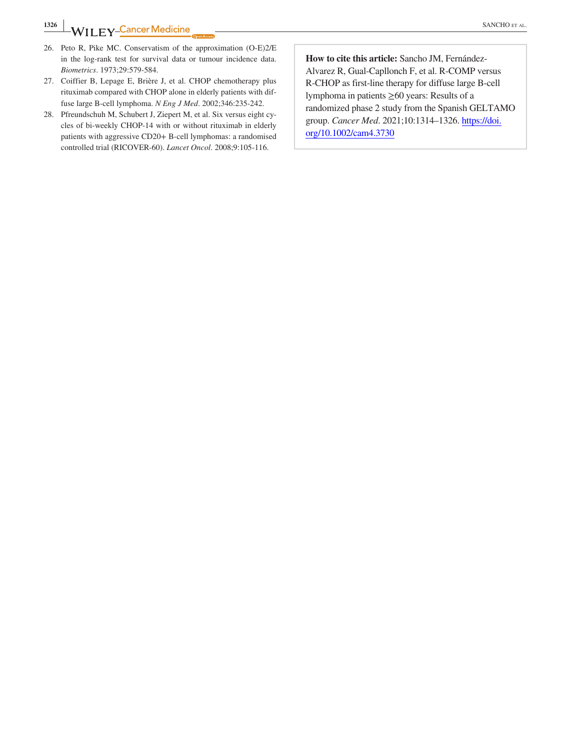26. Peto R, Pike MC. Conservatism of the approximation (O-E)2/E in the log-rank test for survival data or tumour incidence data. *Biometrics*. 1973;29:579-584.
27. Coiffier B, Lepage E, Brière J, et al. CHOP chemotherapy plus rituximab compared with CHOP alone in elderly patients with diffuse large B-cell lymphoma. *N Eng J Med*. 2002;346:235-242.
28. Pfreundschuh M, Schubert J, Ziepert M, et al. Six versus eight cycles of bi-weekly CHOP-14 with or without rituximab in elderly patients with aggressive CD20+ B-cell lymphomas: a randomised controlled trial (RICOVER-60). *Lancet Oncol*. 2008;9:105-116.

**How to cite this article:** Sancho JM, Fernández-Alvarez R, Gual-Capllonch F, et al. R-COMP versus R-CHOP as first-line therapy for diffuse large B-cell lymphoma in patients ≥60 years: Results of a randomized phase 2 study from the Spanish GELTAMO group. *Cancer Med*. 2021;10:1314–1326. https://doi.org/10.1002/cam4.3730